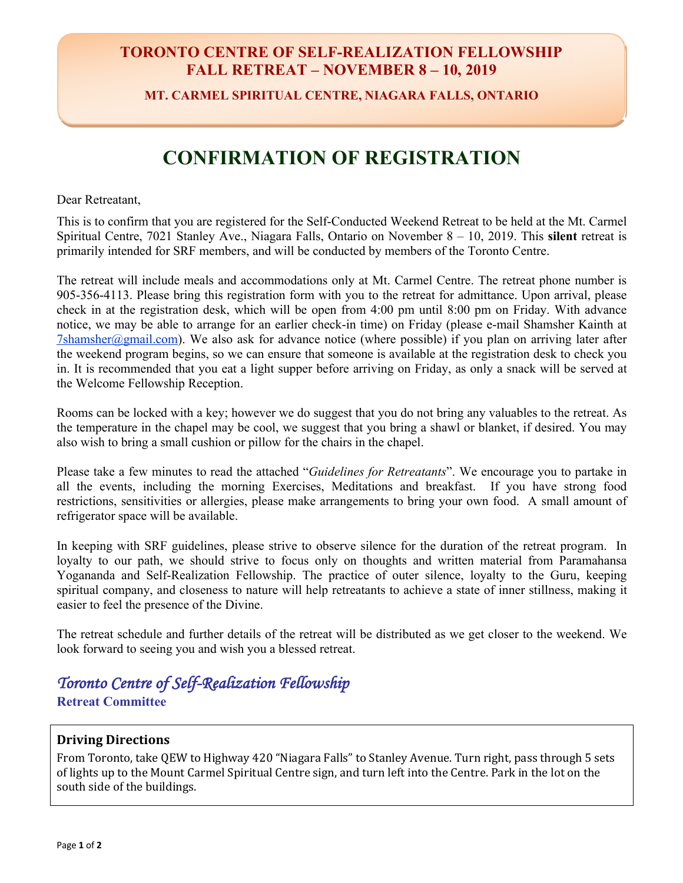# TORONTO CENTRE OF SELF-REALIZATION FELLOWSHIP
# FALL RETREAT – NOVEMBER 8 – 10, 2019

**MT. CARMEL SPIRITUAL CENTRE, NIAGARA FALLS, ONTARIO**

## CONFIRMATION OF REGISTRATION

Dear Retreatant,

This is to confirm that you are registered for the Self-Conducted Weekend Retreat to be held at the Mt. Carmel Spiritual Centre, 7021 Stanley Ave., Niagara Falls, Ontario on November 8 – 10, 2019. This **silent** retreat is primarily intended for SRF members, and will be conducted by members of the Toronto Centre.

The retreat will include meals and accommodations only at Mt. Carmel Centre. The retreat phone number is 905-356-4113. Please bring this registration form with you to the retreat for admittance. Upon arrival, please check in at the registration desk, which will be open from 4:00 pm until 8:00 pm on Friday. With advance notice, we may be able to arrange for an earlier check-in time) on Friday (please e-mail Shamsher Kainth at 7shamsher@gmail.com). We also ask for advance notice (where possible) if you plan on arriving later after the weekend program begins, so we can ensure that someone is available at the registration desk to check you in. It is recommended that you eat a light supper before arriving on Friday, as only a snack will be served at the Welcome Fellowship Reception.

Rooms can be locked with a key; however we do suggest that you do not bring any valuables to the retreat. As the temperature in the chapel may be cool, we suggest that you bring a shawl or blanket, if desired. You may also wish to bring a small cushion or pillow for the chairs in the chapel.

Please take a few minutes to read the attached "*Guidelines for Retreatants*". We encourage you to partake in all the events, including the morning Exercises, Meditations and breakfast. If you have strong food restrictions, sensitivities or allergies, please make arrangements to bring your own food. A small amount of refrigerator space will be available.

In keeping with SRF guidelines, please strive to observe silence for the duration of the retreat program. In loyalty to our path, we should strive to focus only on thoughts and written material from Paramahansa Yogananda and Self-Realization Fellowship. The practice of outer silence, loyalty to the Guru, keeping spiritual company, and closeness to nature will help retreatants to achieve a state of inner stillness, making it easier to feel the presence of the Divine.

The retreat schedule and further details of the retreat will be distributed as we get closer to the weekend. We look forward to seeing you and wish you a blessed retreat.

*Toronto Centre of Self-Realization Fellowship*
**Retreat Committee**

### Driving Directions

From Toronto, take QEW to Highway 420 "Niagara Falls" to Stanley Avenue. Turn right, pass through 5 sets of lights up to the Mount Carmel Spiritual Centre sign, and turn left into the Centre. Park in the lot on the south side of the buildings.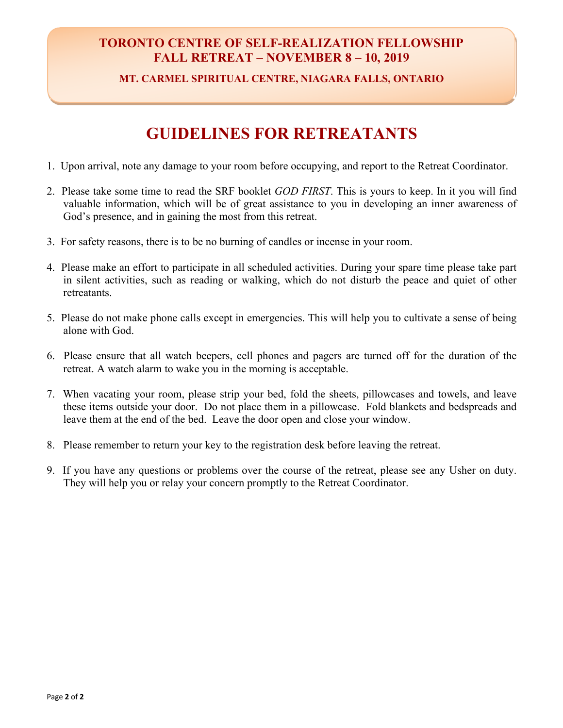**TORONTO CENTRE OF SELF-REALIZATION FELLOWSHIP**
**FALL RETREAT – NOVEMBER 8 – 10, 2019**

**MT. CARMEL SPIRITUAL CENTRE, NIAGARA FALLS, ONTARIO**

# GUIDELINES FOR RETREATANTS

1. Upon arrival, note any damage to your room before occupying, and report to the Retreat Coordinator.

2. Please take some time to read the SRF booklet *GOD FIRST*. This is yours to keep. In it you will find valuable information, which will be of great assistance to you in developing an inner awareness of God's presence, and in gaining the most from this retreat.

3. For safety reasons, there is to be no burning of candles or incense in your room.

4. Please make an effort to participate in all scheduled activities. During your spare time please take part in silent activities, such as reading or walking, which do not disturb the peace and quiet of other retreatants.

5. Please do not make phone calls except in emergencies. This will help you to cultivate a sense of being alone with God.

6. Please ensure that all watch beepers, cell phones and pagers are turned off for the duration of the retreat. A watch alarm to wake you in the morning is acceptable.

7. When vacating your room, please strip your bed, fold the sheets, pillowcases and towels, and leave these items outside your door. Do not place them in a pillowcase. Fold blankets and bedspreads and leave them at the end of the bed. Leave the door open and close your window.

8. Please remember to return your key to the registration desk before leaving the retreat.

9. If you have any questions or problems over the course of the retreat, please see any Usher on duty. They will help you or relay your concern promptly to the Retreat Coordinator.